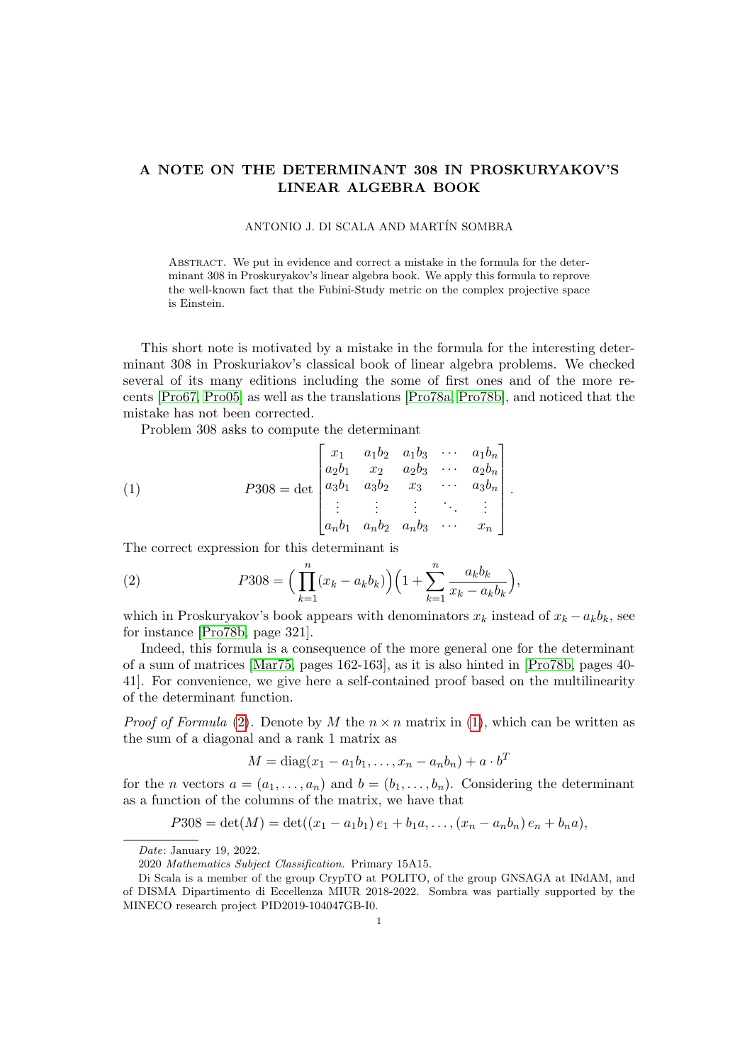# A NOTE ON THE DETERMINANT 308 IN PROSKURYAKOV'S LINEAR ALGEBRA BOOK

ANTONIO J. DI SCALA AND MARTÍN SOMBRA

Abstract. We put in evidence and correct a mistake in the formula for the determinant 308 in Proskuryakov's linear algebra book. We apply this formula to reprove the well-known fact that the Fubini-Study metric on the complex projective space is Einstein.

This short note is motivated by a mistake in the formula for the interesting determinant 308 in Proskuriakov's classical book of linear algebra problems. We checked several of its many editions including the some of first ones and of the more recents [Pro67, Pro05] as well as the translations [Pro78a, Pro78b], and noticed that the mistake has not been corrected.

Problem 308 asks to compute the determinant

$$P308 = \det \begin{bmatrix} x_1 & a_1b_2 & a_1b_3 & \cdots & a_1b_n \\ a_2b_1 & x_2 & a_2b_3 & \cdots & a_2b_n \\ a_3b_1 & a_3b_2 & x_3 & \cdots & a_3b_n \\ \vdots & \vdots & \vdots & \ddots & \vdots \\ a_nb_1 & a_nb_2 & a_nb_3 & \cdots & x_n \end{bmatrix}. \tag{1}$$

The correct expression for this determinant is

$$P308 = \Big( \prod_{k=1}^{n} (x_k - a_kb_k) \Big) \Big( 1 + \sum_{k=1}^{n} \frac{a_kb_k}{x_k - a_kb_k} \Big), \tag{2}$$

which in Proskuryakov's book appears with denominators $x_k$ instead of $x_k - a_kb_k$, see for instance [Pro78b, page 321].

Indeed, this formula is a consequence of the more general one for the determinant of a sum of matrices [Mar75, pages 162-163], as it is also hinted in [Pro78b, pages 40-41]. For convenience, we give here a self-contained proof based on the multilinearity of the determinant function.

*Proof of Formula* (2). Denote by $M$ the $n \times n$ matrix in (1), which can be written as the sum of a diagonal and a rank 1 matrix as

$$M = \operatorname{diag}(x_1 - a_1b_1, \ldots, x_n - a_nb_n) + a \cdot b^T$$

for the $n$ vectors $a = (a_1, \ldots, a_n)$ and $b = (b_1, \ldots, b_n)$. Considering the determinant as a function of the columns of the matrix, we have that

$$P308 = \det(M) = \det((x_1 - a_1b_1)\, e_1 + b_1a, \ldots, (x_n - a_nb_n)\, e_n + b_na),$$

---

*Date*: January 19, 2022.

2020 *Mathematics Subject Classification.* Primary 15A15.

Di Scala is a member of the group CrypTO at POLITO, of the group GNSAGA at INdAM, and of DISMA Dipartimento di Eccellenza MIUR 2018-2022. Sombra was partially supported by the MINECO research project PID2019-104047GB-I0.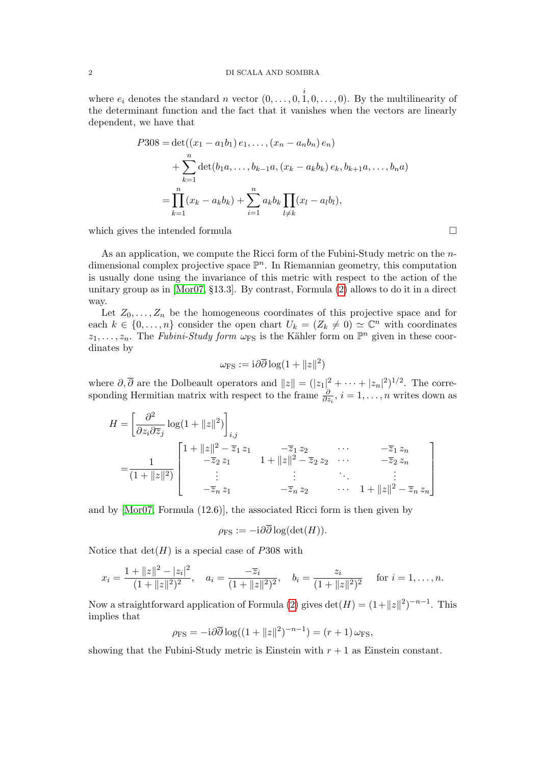where $e_i$ denotes the standard $n$ vector $(0,\dots,0,\overset{i}{1},0,\dots,0)$. By the multilinearity of the determinant function and the fact that it vanishes when the vectors are linearly dependent, we have that

$$
\begin{aligned}
P308 =& \det((x_1 - a_1 b_1)\, e_1, \dots, (x_n - a_n b_n)\, e_n) \\
&+ \sum_{k=1}^{n} \det(b_1 a, \dots, b_{k-1} a, (x_k - a_k b_k)\, e_k, b_{k+1} a, \dots, b_n a) \\
=& \prod_{k=1}^{n} (x_k - a_k b_k) + \sum_{i=1}^{n} a_k b_k \prod_{l \neq k} (x_l - a_l b_l),
\end{aligned}
$$

which gives the intended formula □

As an application, we compute the Ricci form of the Fubini-Study metric on the $n$-dimensional complex projective space $\mathbb{P}^n$. In Riemannian geometry, this computation is usually done using the invariance of this metric with respect to the action of the unitary group as in [Mor07, §13.3]. By contrast, Formula (2) allows to do it in a direct way.

Let $Z_0, \dots, Z_n$ be the homogeneous coordinates of this projective space and for each $k \in \{0, \dots, n\}$ consider the open chart $U_k = (Z_k \neq 0) \simeq \mathbb{C}^n$ with coordinates $z_1, \dots, z_n$. The *Fubini-Study form* $\omega_{\mathrm{FS}}$ is the Kähler form on $\mathbb{P}^n$ given in these coordinates by

$$
\omega_{\mathrm{FS}} := \mathrm{i}\partial\overline{\partial} \log(1 + \|z\|^2)
$$

where $\partial, \overline{\partial}$ are the Dolbeault operators and $\|z\| = (|z_1|^2 + \cdots + |z_n|^2)^{1/2}$. The corresponding Hermitian matrix with respect to the frame $\frac{\partial}{\partial z_i}$, $i = 1, \dots, n$ writes down as

$$
\begin{aligned}
H =& \left[ \frac{\partial^2}{\partial z_i \partial \overline{z}_j} \log(1 + \|z\|^2) \right]_{i,j} \\
=& \frac{1}{(1 + \|z\|^2)} \begin{bmatrix} 1 + \|z\|^2 - \overline{z}_1\, z_1 & -\overline{z}_1\, z_2 & \cdots & -\overline{z}_1\, z_n \\ -\overline{z}_2\, z_1 & 1 + \|z\|^2 - \overline{z}_2\, z_2 & \cdots & -\overline{z}_2\, z_n \\ \vdots & \vdots & \ddots & \vdots \\ -\overline{z}_n\, z_1 & -\overline{z}_n\, z_2 & \cdots & 1 + \|z\|^2 - \overline{z}_n\, z_n \end{bmatrix}
\end{aligned}
$$

and by [Mor07, Formula (12.6)], the associated Ricci form is then given by

$$
\rho_{\mathrm{FS}} := -\mathrm{i}\partial\overline{\partial} \log(\det(H)).
$$

Notice that $\det(H)$ is a special case of $P308$ with

$$
x_i = \frac{1 + \|z\|^2 - |z_i|^2}{(1 + \|z\|^2)^2}, \quad a_i = \frac{-\overline{z}_i}{(1 + \|z\|^2)^2}, \quad b_i = \frac{z_i}{(1 + \|z\|^2)^2} \quad \text{for } i = 1, \dots, n.
$$

Now a straightforward application of Formula (2) gives $\det(H) = (1 + \|z\|^2)^{-n-1}$. This implies that

$$
\rho_{\mathrm{FS}} = -\mathrm{i}\partial\overline{\partial} \log((1 + \|z\|^2)^{-n-1}) = (r + 1)\, \omega_{\mathrm{FS}},
$$

showing that the Fubini-Study metric is Einstein with $r + 1$ as Einstein constant.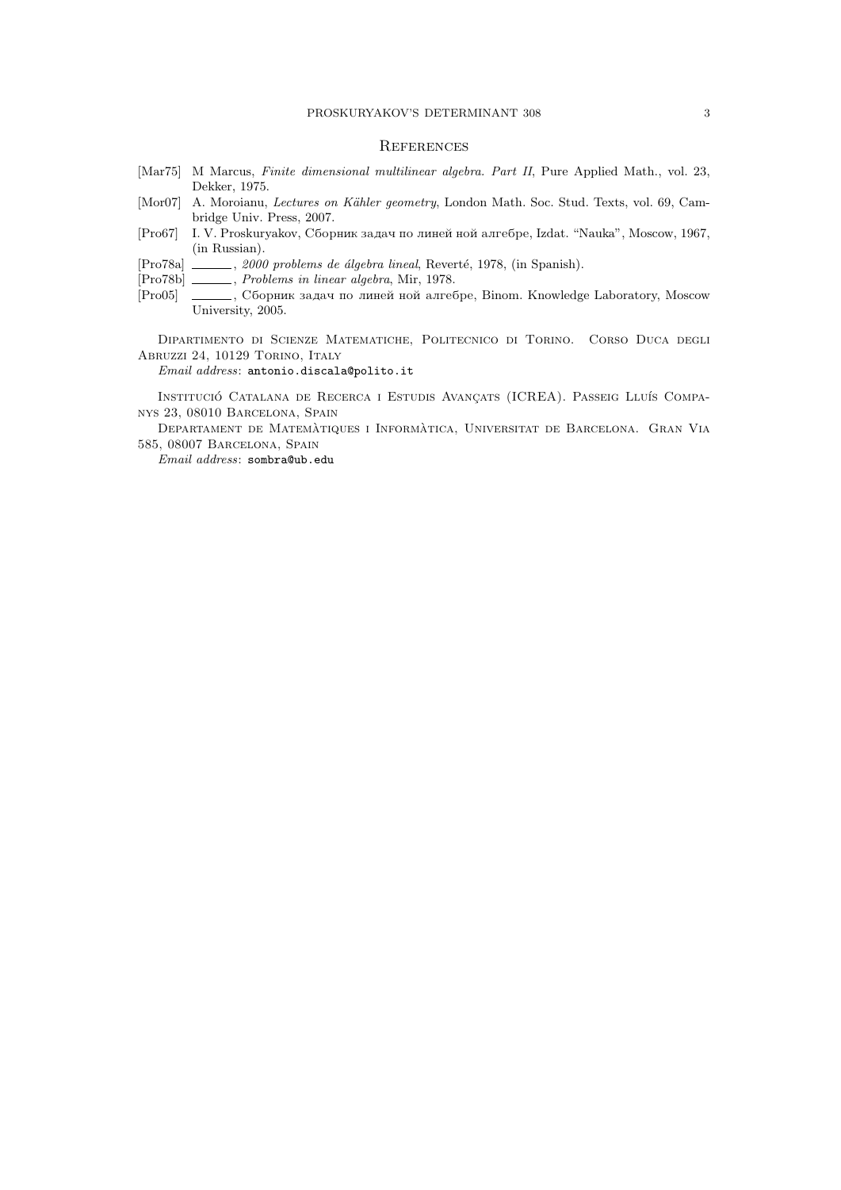## References

[Mar75] M Marcus, *Finite dimensional multilinear algebra. Part II*, Pure Applied Math., vol. 23, Dekker, 1975.

[Mor07] A. Moroianu, *Lectures on Kähler geometry*, London Math. Soc. Stud. Texts, vol. 69, Cambridge Univ. Press, 2007.

[Pro67] I. V. Proskuryakov, Сборник задач по линей ной алгебре, Izdat. "Nauka", Moscow, 1967, (in Russian).

[Pro78a] ______, *2000 problems de álgebra lineal*, Reverté, 1978, (in Spanish).

[Pro78b] ______, *Problems in linear algebra*, Mir, 1978.

[Pro05] ______, Сборник задач по линей ной алгебре, Binom. Knowledge Laboratory, Moscow University, 2005.

Dipartimento di Scienze Matematiche, Politecnico di Torino. Corso Duca degli Abruzzi 24, 10129 Torino, Italy

*Email address*: antonio.discala@polito.it

Institució Catalana de Recerca i Estudis Avançats (ICREA). Passeig Lluís Companys 23, 08010 Barcelona, Spain

Departament de Matemàtiques i Informàtica, Universitat de Barcelona. Gran Via 585, 08007 Barcelona, Spain

*Email address*: sombra@ub.edu